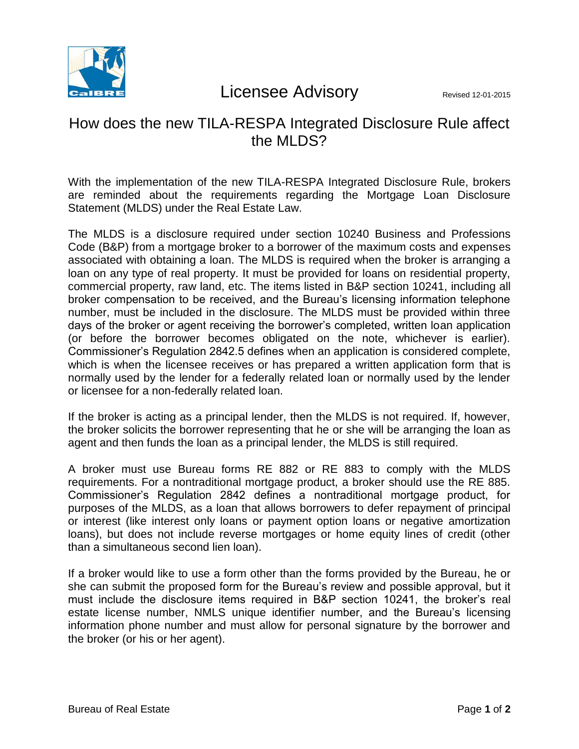# Licensee Advisory

Revised 12-01-2015

## How does the new TILA-RESPA Integrated Disclosure Rule affect the MLDS?

With the implementation of the new TILA-RESPA Integrated Disclosure Rule, brokers are reminded about the requirements regarding the Mortgage Loan Disclosure Statement (MLDS) under the Real Estate Law.

The MLDS is a disclosure required under section 10240 Business and Professions Code (B&P) from a mortgage broker to a borrower of the maximum costs and expenses associated with obtaining a loan. The MLDS is required when the broker is arranging a loan on any type of real property. It must be provided for loans on residential property, commercial property, raw land, etc. The items listed in B&P section 10241, including all broker compensation to be received, and the Bureau's licensing information telephone number, must be included in the disclosure. The MLDS must be provided within three days of the broker or agent receiving the borrower's completed, written loan application (or before the borrower becomes obligated on the note, whichever is earlier). Commissioner's Regulation 2842.5 defines when an application is considered complete, which is when the licensee receives or has prepared a written application form that is normally used by the lender for a federally related loan or normally used by the lender or licensee for a non-federally related loan.

If the broker is acting as a principal lender, then the MLDS is not required. If, however, the broker solicits the borrower representing that he or she will be arranging the loan as agent and then funds the loan as a principal lender, the MLDS is still required.

A broker must use Bureau forms RE 882 or RE 883 to comply with the MLDS requirements. For a nontraditional mortgage product, a broker should use the RE 885. Commissioner's Regulation 2842 defines a nontraditional mortgage product, for purposes of the MLDS, as a loan that allows borrowers to defer repayment of principal or interest (like interest only loans or payment option loans or negative amortization loans), but does not include reverse mortgages or home equity lines of credit (other than a simultaneous second lien loan).

If a broker would like to use a form other than the forms provided by the Bureau, he or she can submit the proposed form for the Bureau's review and possible approval, but it must include the disclosure items required in B&P section 10241, the broker's real estate license number, NMLS unique identifier number, and the Bureau's licensing information phone number and must allow for personal signature by the borrower and the broker (or his or her agent).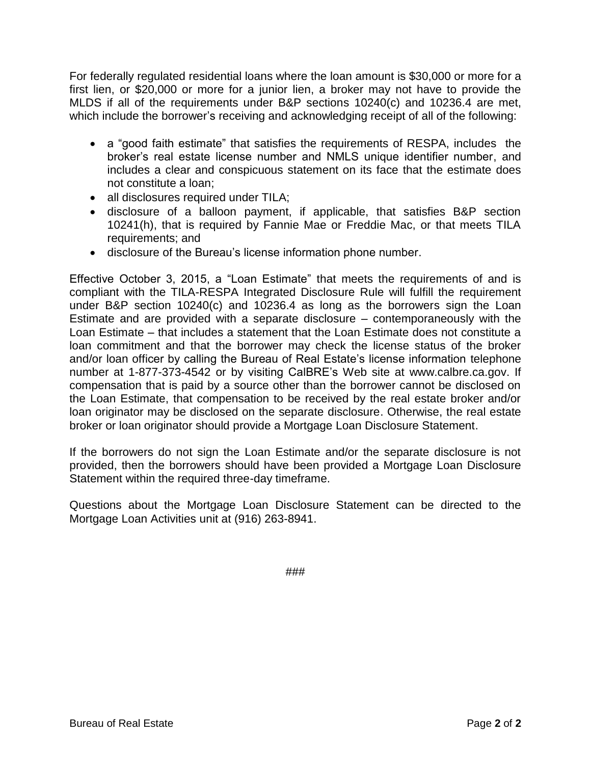For federally regulated residential loans where the loan amount is $30,000 or more for a first lien, or $20,000 or more for a junior lien, a broker may not have to provide the MLDS if all of the requirements under B&P sections 10240(c) and 10236.4 are met, which include the borrower's receiving and acknowledging receipt of all of the following:

- a "good faith estimate" that satisfies the requirements of RESPA, includes the broker's real estate license number and NMLS unique identifier number, and includes a clear and conspicuous statement on its face that the estimate does not constitute a loan;
- all disclosures required under TILA;
- disclosure of a balloon payment, if applicable, that satisfies B&P section 10241(h), that is required by Fannie Mae or Freddie Mac, or that meets TILA requirements; and
- disclosure of the Bureau's license information phone number.

Effective October 3, 2015, a "Loan Estimate" that meets the requirements of and is compliant with the TILA-RESPA Integrated Disclosure Rule will fulfill the requirement under B&P section 10240(c) and 10236.4 as long as the borrowers sign the Loan Estimate and are provided with a separate disclosure – contemporaneously with the Loan Estimate – that includes a statement that the Loan Estimate does not constitute a loan commitment and that the borrower may check the license status of the broker and/or loan officer by calling the Bureau of Real Estate's license information telephone number at 1-877-373-4542 or by visiting CalBRE's Web site at www.calbre.ca.gov. If compensation that is paid by a source other than the borrower cannot be disclosed on the Loan Estimate, that compensation to be received by the real estate broker and/or loan originator may be disclosed on the separate disclosure. Otherwise, the real estate broker or loan originator should provide a Mortgage Loan Disclosure Statement.

If the borrowers do not sign the Loan Estimate and/or the separate disclosure is not provided, then the borrowers should have been provided a Mortgage Loan Disclosure Statement within the required three-day timeframe.

Questions about the Mortgage Loan Disclosure Statement can be directed to the Mortgage Loan Activities unit at (916) 263-8941.

###